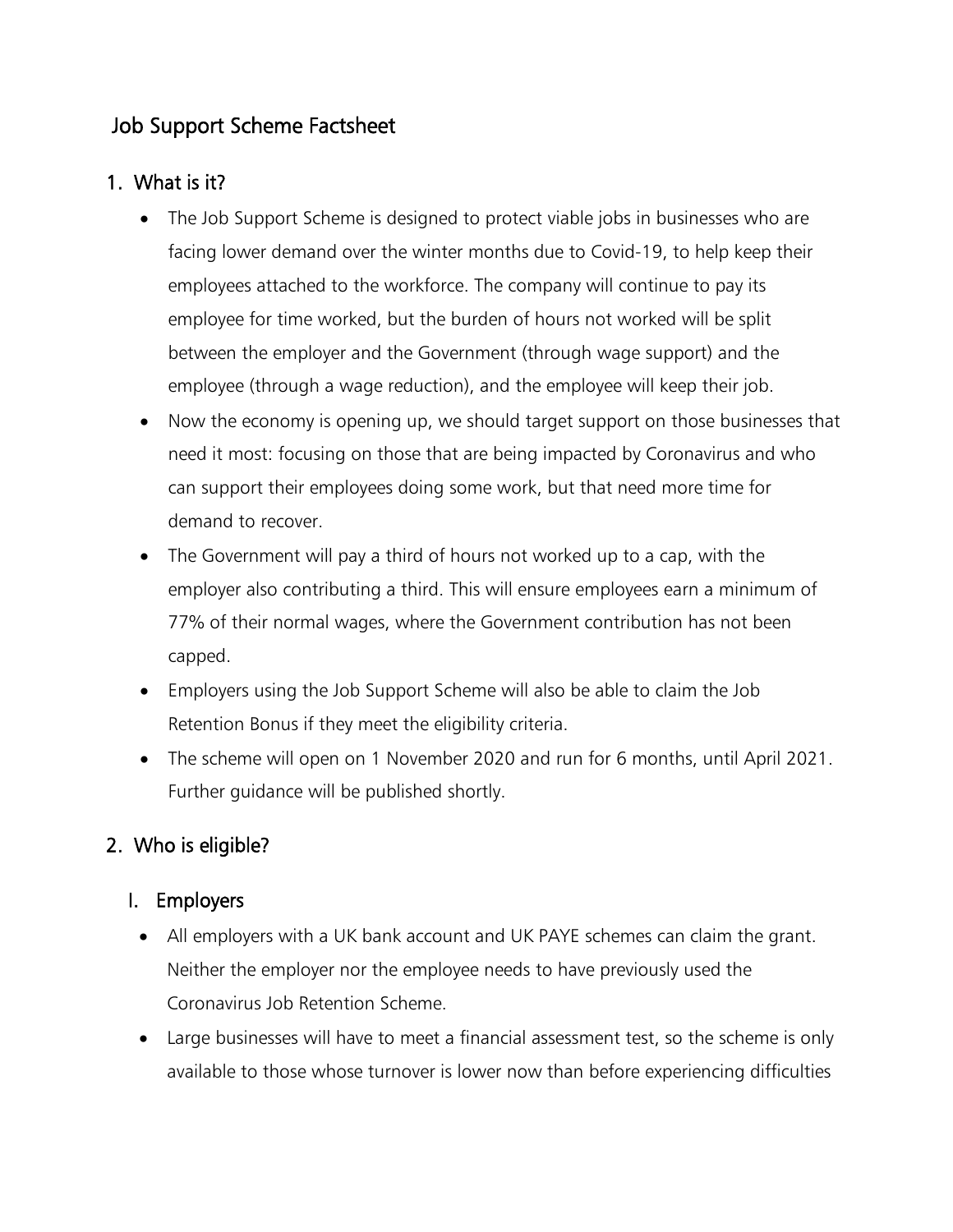# Job Support Scheme Factsheet

## 1. What is it?

- The Job Support Scheme is designed to protect viable jobs in businesses who are facing lower demand over the winter months due to Covid-19, to help keep their employees attached to the workforce. The company will continue to pay its employee for time worked, but the burden of hours not worked will be split between the employer and the Government (through wage support) and the employee (through a wage reduction), and the employee will keep their job.
- Now the economy is opening up, we should target support on those businesses that need it most: focusing on those that are being impacted by Coronavirus and who can support their employees doing some work, but that need more time for demand to recover.
- The Government will pay a third of hours not worked up to a cap, with the employer also contributing a third. This will ensure employees earn a minimum of 77% of their normal wages, where the Government contribution has not been capped.
- Employers using the Job Support Scheme will also be able to claim the Job Retention Bonus if they meet the eligibility criteria.
- The scheme will open on 1 November 2020 and run for 6 months, until April 2021. Further guidance will be published shortly.

## 2. Who is eligible?

### I. Employers

- All employers with a UK bank account and UK PAYE schemes can claim the grant. Neither the employer nor the employee needs to have previously used the Coronavirus Job Retention Scheme.
- Large businesses will have to meet a financial assessment test, so the scheme is only available to those whose turnover is lower now than before experiencing difficulties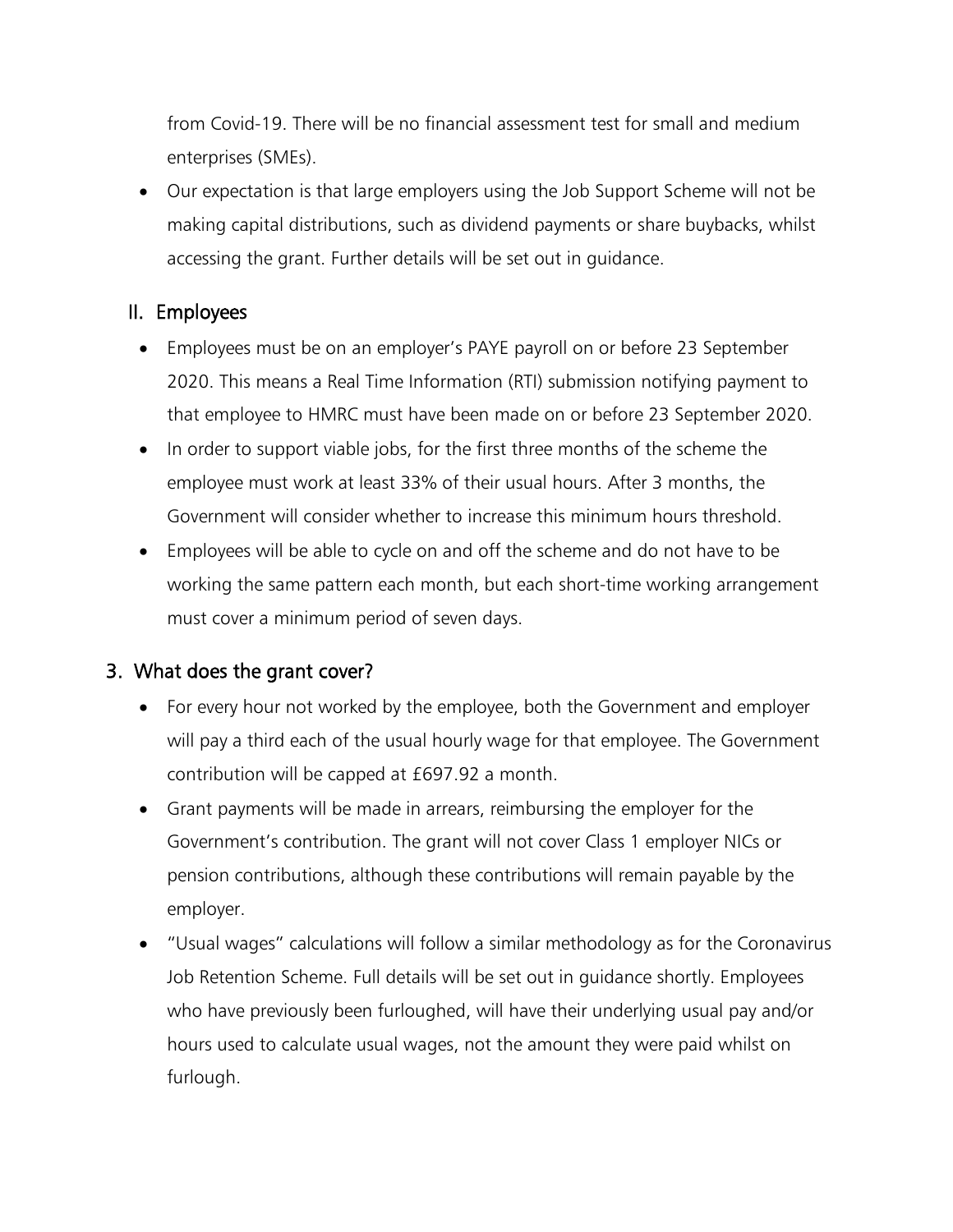from Covid-19. There will be no financial assessment test for small and medium enterprises (SMEs).

- Our expectation is that large employers using the Job Support Scheme will not be making capital distributions, such as dividend payments or share buybacks, whilst accessing the grant. Further details will be set out in guidance.

### II. Employees

- Employees must be on an employer's PAYE payroll on or before 23 September 2020. This means a Real Time Information (RTI) submission notifying payment to that employee to HMRC must have been made on or before 23 September 2020.
- In order to support viable jobs, for the first three months of the scheme the employee must work at least 33% of their usual hours. After 3 months, the Government will consider whether to increase this minimum hours threshold.
- Employees will be able to cycle on and off the scheme and do not have to be working the same pattern each month, but each short-time working arrangement must cover a minimum period of seven days.

## 3. What does the grant cover?

- For every hour not worked by the employee, both the Government and employer will pay a third each of the usual hourly wage for that employee. The Government contribution will be capped at £697.92 a month.
- Grant payments will be made in arrears, reimbursing the employer for the Government's contribution. The grant will not cover Class 1 employer NICs or pension contributions, although these contributions will remain payable by the employer.
- "Usual wages" calculations will follow a similar methodology as for the Coronavirus Job Retention Scheme. Full details will be set out in guidance shortly. Employees who have previously been furloughed, will have their underlying usual pay and/or hours used to calculate usual wages, not the amount they were paid whilst on furlough.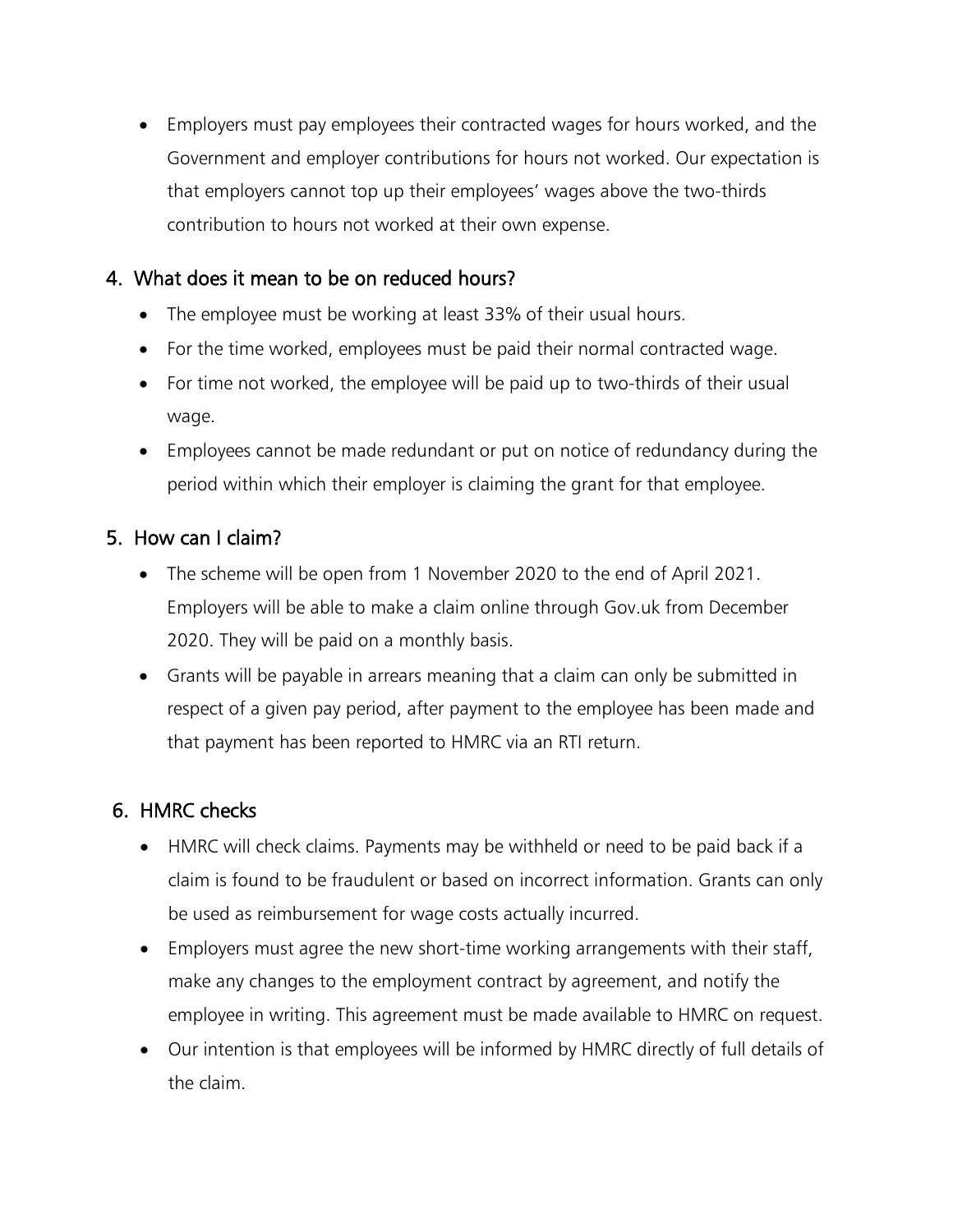- Employers must pay employees their contracted wages for hours worked, and the Government and employer contributions for hours not worked. Our expectation is that employers cannot top up their employees' wages above the two-thirds contribution to hours not worked at their own expense.

## 4. What does it mean to be on reduced hours?

- The employee must be working at least 33% of their usual hours.
- For the time worked, employees must be paid their normal contracted wage.
- For time not worked, the employee will be paid up to two-thirds of their usual wage.
- Employees cannot be made redundant or put on notice of redundancy during the period within which their employer is claiming the grant for that employee.

## 5. How can I claim?

- The scheme will be open from 1 November 2020 to the end of April 2021. Employers will be able to make a claim online through Gov.uk from December 2020. They will be paid on a monthly basis.
- Grants will be payable in arrears meaning that a claim can only be submitted in respect of a given pay period, after payment to the employee has been made and that payment has been reported to HMRC via an RTI return.

## 6. HMRC checks

- HMRC will check claims. Payments may be withheld or need to be paid back if a claim is found to be fraudulent or based on incorrect information. Grants can only be used as reimbursement for wage costs actually incurred.
- Employers must agree the new short-time working arrangements with their staff, make any changes to the employment contract by agreement, and notify the employee in writing. This agreement must be made available to HMRC on request.
- Our intention is that employees will be informed by HMRC directly of full details of the claim.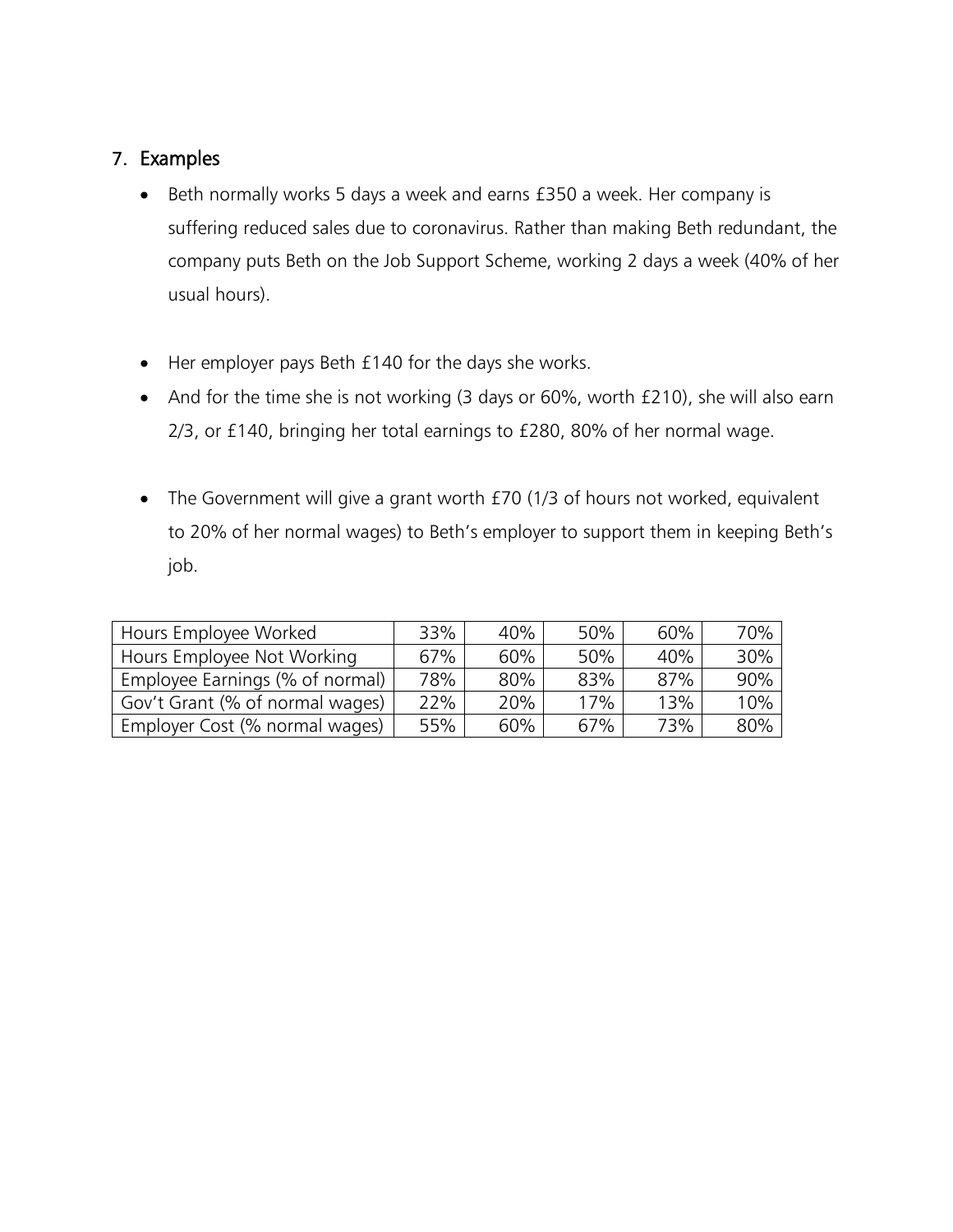## 7. Examples

- Beth normally works 5 days a week and earns £350 a week. Her company is suffering reduced sales due to coronavirus. Rather than making Beth redundant, the company puts Beth on the Job Support Scheme, working 2 days a week (40% of her usual hours).

- Her employer pays Beth £140 for the days she works.
- And for the time she is not working (3 days or 60%, worth £210), she will also earn 2/3, or £140, bringing her total earnings to £280, 80% of her normal wage.

- The Government will give a grant worth £70 (1/3 of hours not worked, equivalent to 20% of her normal wages) to Beth's employer to support them in keeping Beth's job.

| | | | | | |
|---|---|---|---|---|---|
| Hours Employee Worked | 33% | 40% | 50% | 60% | 70% |
| Hours Employee Not Working | 67% | 60% | 50% | 40% | 30% |
| Employee Earnings (% of normal) | 78% | 80% | 83% | 87% | 90% |
| Gov't Grant (% of normal wages) | 22% | 20% | 17% | 13% | 10% |
| Employer Cost (% normal wages) | 55% | 60% | 67% | 73% | 80% |